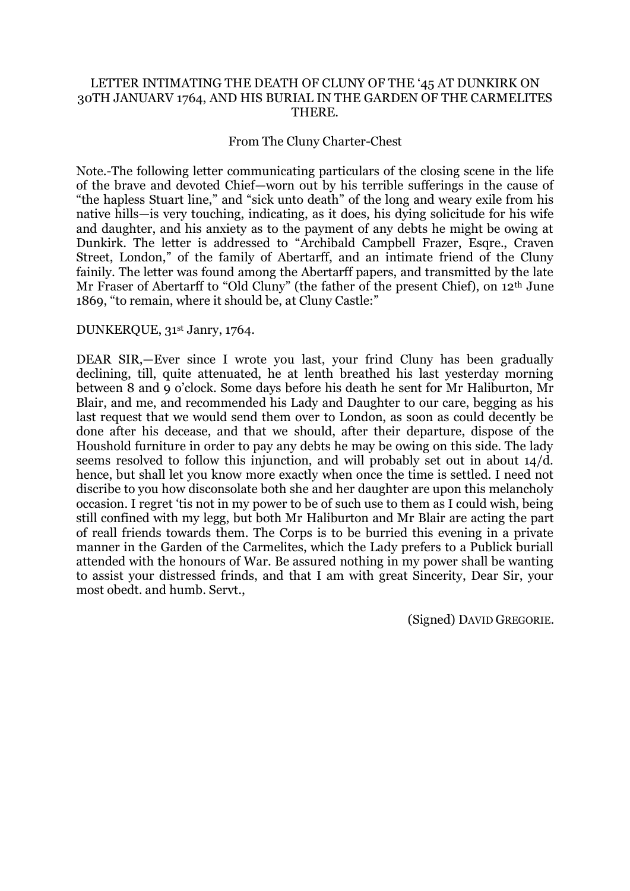# LETTER INTIMATING THE DEATH OF CLUNY OF THE '45 AT DUNKIRK ON 30TH JANUARV 1764, AND HIS BURIAL IN THE GARDEN OF THE CARMELITES THERE.

From The Cluny Charter-Chest

Note.-The following letter communicating particulars of the closing scene in the life of the brave and devoted Chief—worn out by his terrible sufferings in the cause of "the hapless Stuart line," and "sick unto death" of the long and weary exile from his native hills—is very touching, indicating, as it does, his dying solicitude for his wife and daughter, and his anxiety as to the payment of any debts he might be owing at Dunkirk. The letter is addressed to "Archibald Campbell Frazer, Esqre., Craven Street, London," of the family of Abertarff, and an intimate friend of the Cluny fainily. The letter was found among the Abertarff papers, and transmitted by the late Mr Fraser of Abertarff to "Old Cluny" (the father of the present Chief), on 12th June 1869, "to remain, where it should be, at Cluny Castle:"

DUNKERQUE, 31st Janry, 1764.

DEAR SIR,—Ever since I wrote you last, your frind Cluny has been gradually declining, till, quite attenuated, he at lenth breathed his last yesterday morning between 8 and 9 o'clock. Some days before his death he sent for Mr Haliburton, Mr Blair, and me, and recommended his Lady and Daughter to our care, begging as his last request that we would send them over to London, as soon as could decently be done after his decease, and that we should, after their departure, dispose of the Houshold furniture in order to pay any debts he may be owing on this side. The lady seems resolved to follow this injunction, and will probably set out in about 14/d. hence, but shall let you know more exactly when once the time is settled. I need not discribe to you how disconsolate both she and her daughter are upon this melancholy occasion. I regret 'tis not in my power to be of such use to them as I could wish, being still confined with my legg, but both Mr Haliburton and Mr Blair are acting the part of reall friends towards them. The Corps is to be burried this evening in a private manner in the Garden of the Carmelites, which the Lady prefers to a Publick buriall attended with the honours of War. Be assured nothing in my power shall be wanting to assist your distressed frinds, and that I am with great Sincerity, Dear Sir, your most obedt. and humb. Servt.,

(Signed) DAVID GREGORIE.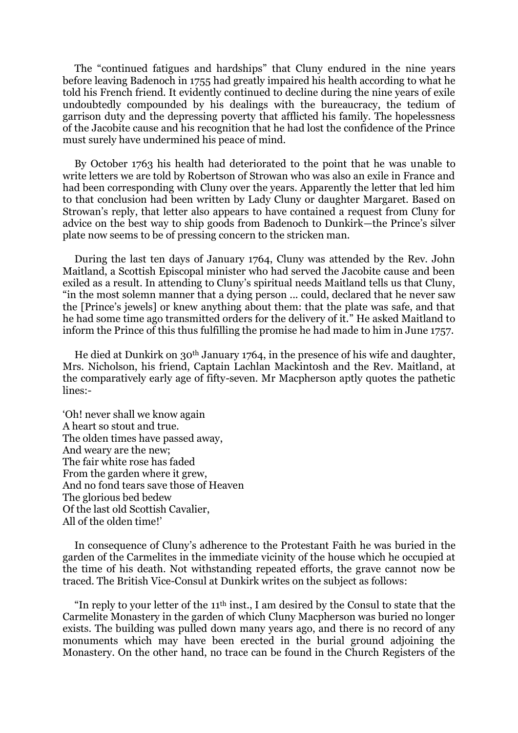The "continued fatigues and hardships" that Cluny endured in the nine years before leaving Badenoch in 1755 had greatly impaired his health according to what he told his French friend. It evidently continued to decline during the nine years of exile undoubtedly compounded by his dealings with the bureaucracy, the tedium of garrison duty and the depressing poverty that afflicted his family. The hopelessness of the Jacobite cause and his recognition that he had lost the confidence of the Prince must surely have undermined his peace of mind.

By October 1763 his health had deteriorated to the point that he was unable to write letters we are told by Robertson of Strowan who was also an exile in France and had been corresponding with Cluny over the years. Apparently the letter that led him to that conclusion had been written by Lady Cluny or daughter Margaret. Based on Strowan's reply, that letter also appears to have contained a request from Cluny for advice on the best way to ship goods from Badenoch to Dunkirk—the Prince's silver plate now seems to be of pressing concern to the stricken man.

During the last ten days of January 1764, Cluny was attended by the Rev. John Maitland, a Scottish Episcopal minister who had served the Jacobite cause and been exiled as a result. In attending to Cluny's spiritual needs Maitland tells us that Cluny, "in the most solemn manner that a dying person ... could, declared that he never saw the [Prince's jewels] or knew anything about them: that the plate was safe, and that he had some time ago transmitted orders for the delivery of it." He asked Maitland to inform the Prince of this thus fulfilling the promise he had made to him in June 1757.

He died at Dunkirk on 30th January 1764, in the presence of his wife and daughter, Mrs. Nicholson, his friend, Captain Lachlan Mackintosh and the Rev. Maitland, at the comparatively early age of fifty-seven. Mr Macpherson aptly quotes the pathetic lines:-

'Oh! never shall we know again  
A heart so stout and true.  
The olden times have passed away,  
And weary are the new;  
The fair white rose has faded  
From the garden where it grew,  
And no fond tears save those of Heaven  
The glorious bed bedew  
Of the last old Scottish Cavalier,  
All of the olden time!'

In consequence of Cluny's adherence to the Protestant Faith he was buried in the garden of the Carmelites in the immediate vicinity of the house which he occupied at the time of his death. Not withstanding repeated efforts, the grave cannot now be traced. The British Vice-Consul at Dunkirk writes on the subject as follows:

"In reply to your letter of the 11th inst., I am desired by the Consul to state that the Carmelite Monastery in the garden of which Cluny Macpherson was buried no longer exists. The building was pulled down many years ago, and there is no record of any monuments which may have been erected in the burial ground adjoining the Monastery. On the other hand, no trace can be found in the Church Registers of the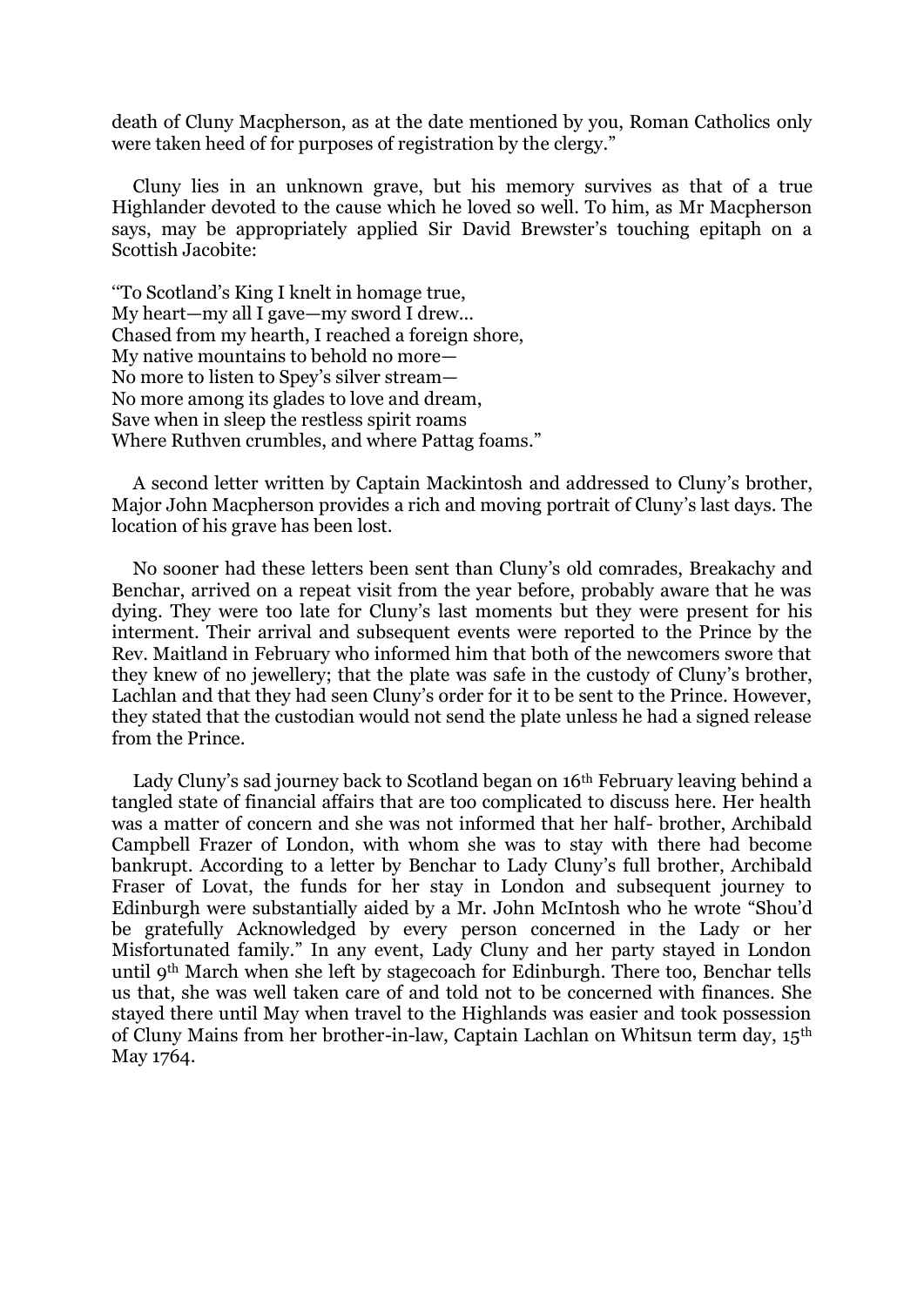death of Cluny Macpherson, as at the date mentioned by you, Roman Catholics only were taken heed of for purposes of registration by the clergy."

Cluny lies in an unknown grave, but his memory survives as that of a true Highlander devoted to the cause which he loved so well. To him, as Mr Macpherson says, may be appropriately applied Sir David Brewster's touching epitaph on a Scottish Jacobite:

"To Scotland's King I knelt in homage true,
My heart—my all I gave—my sword I drew...
Chased from my hearth, I reached a foreign shore,
My native mountains to behold no more—
No more to listen to Spey's silver stream—
No more among its glades to love and dream,
Save when in sleep the restless spirit roams
Where Ruthven crumbles, and where Pattag foams."

A second letter written by Captain Mackintosh and addressed to Cluny's brother, Major John Macpherson provides a rich and moving portrait of Cluny's last days. The location of his grave has been lost.

No sooner had these letters been sent than Cluny's old comrades, Breakachy and Benchar, arrived on a repeat visit from the year before, probably aware that he was dying. They were too late for Cluny's last moments but they were present for his interment. Their arrival and subsequent events were reported to the Prince by the Rev. Maitland in February who informed him that both of the newcomers swore that they knew of no jewellery; that the plate was safe in the custody of Cluny's brother, Lachlan and that they had seen Cluny's order for it to be sent to the Prince. However, they stated that the custodian would not send the plate unless he had a signed release from the Prince.

Lady Cluny's sad journey back to Scotland began on 16th February leaving behind a tangled state of financial affairs that are too complicated to discuss here. Her health was a matter of concern and she was not informed that her half- brother, Archibald Campbell Frazer of London, with whom she was to stay with there had become bankrupt. According to a letter by Benchar to Lady Cluny's full brother, Archibald Fraser of Lovat, the funds for her stay in London and subsequent journey to Edinburgh were substantially aided by a Mr. John McIntosh who he wrote "Shou'd be gratefully Acknowledged by every person concerned in the Lady or her Misfortunated family." In any event, Lady Cluny and her party stayed in London until 9th March when she left by stagecoach for Edinburgh. There too, Benchar tells us that, she was well taken care of and told not to be concerned with finances. She stayed there until May when travel to the Highlands was easier and took possession of Cluny Mains from her brother-in-law, Captain Lachlan on Whitsun term day, 15th May 1764.